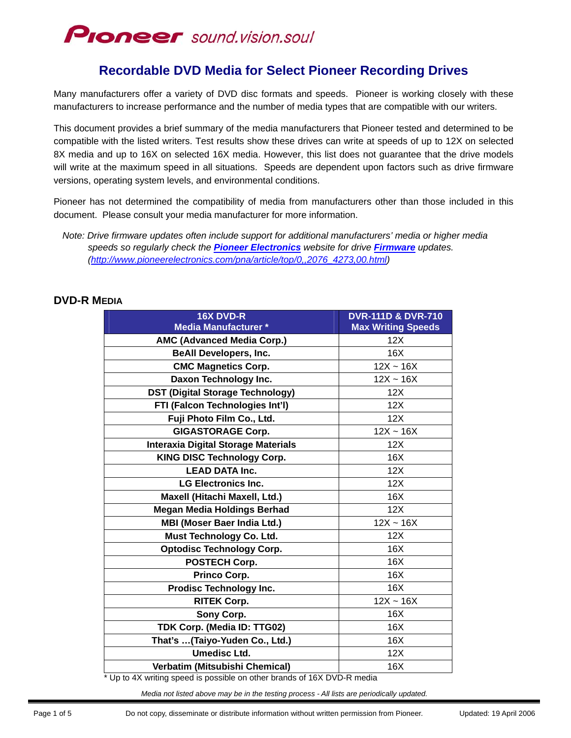**Pioneer** sound.vision.soul

# Recordable DVD Media for Select Pioneer Recording Drives

Many manufacturers offer a variety of DVD disc formats and speeds. Pioneer is working closely with these manufacturers to increase performance and the number of media types that are compatible with our writers.

This document provides a brief summary of the media manufacturers that Pioneer tested and determined to be compatible with the listed writers. Test results show these drives can write at speeds of up to 12X on selected 8X media and up to 16X on selected 16X media. However, this list does not guarantee that the drive models will write at the maximum speed in all situations. Speeds are dependent upon factors such as drive firmware versions, operating system levels, and environmental conditions.

Pioneer has not determined the compatibility of media from manufacturers other than those included in this document. Please consult your media manufacturer for more information.

*Note: Drive firmware updates often include support for additional manufacturers' media or higher media speeds so regularly check the **Pioneer Electronics** website for drive **Firmware** updates. (http://www.pioneerelectronics.com/pna/article/top/0,,2076_4273,00.html)*

## DVD-R MEDIA

| 16X DVD-R Media Manufacturer * | DVR-111D & DVR-710 Max Writing Speeds |
|---|---|
| **AMC (Advanced Media Corp.)** | 12X |
| **BeAll Developers, Inc.** | 16X |
| **CMC Magnetics Corp.** | 12X ~ 16X |
| **Daxon Technology Inc.** | 12X ~ 16X |
| **DST (Digital Storage Technology)** | 12X |
| **FTI (Falcon Technologies Int'l)** | 12X |
| **Fuji Photo Film Co., Ltd.** | 12X |
| **GIGASTORAGE Corp.** | 12X ~ 16X |
| **Interaxia Digital Storage Materials** | 12X |
| **KING DISC Technology Corp.** | 16X |
| **LEAD DATA Inc.** | 12X |
| **LG Electronics Inc.** | 12X |
| **Maxell (Hitachi Maxell, Ltd.)** | 16X |
| **Megan Media Holdings Berhad** | 12X |
| **MBI (Moser Baer India Ltd.)** | 12X ~ 16X |
| **Must Technology Co. Ltd.** | 12X |
| **Optodisc Technology Corp.** | 16X |
| **POSTECH Corp.** | 16X |
| **Princo Corp.** | 16X |
| **Prodisc Technology Inc.** | 16X |
| **RITEK Corp.** | 12X ~ 16X |
| **Sony Corp.** | 16X |
| **TDK Corp. (Media ID: TTG02)** | 16X |
| **That's …(Taiyo-Yuden Co., Ltd.)** | 16X |
| **Umedisc Ltd.** | 12X |
| **Verbatim (Mitsubishi Chemical)** | 16X |

* Up to 4X writing speed is possible on other brands of 16X DVD-R media

*Media not listed above may be in the testing process - All lists are periodically updated.*

Do not copy, disseminate or distribute information without written permission from Pioneer.

Updated: 19 April 2006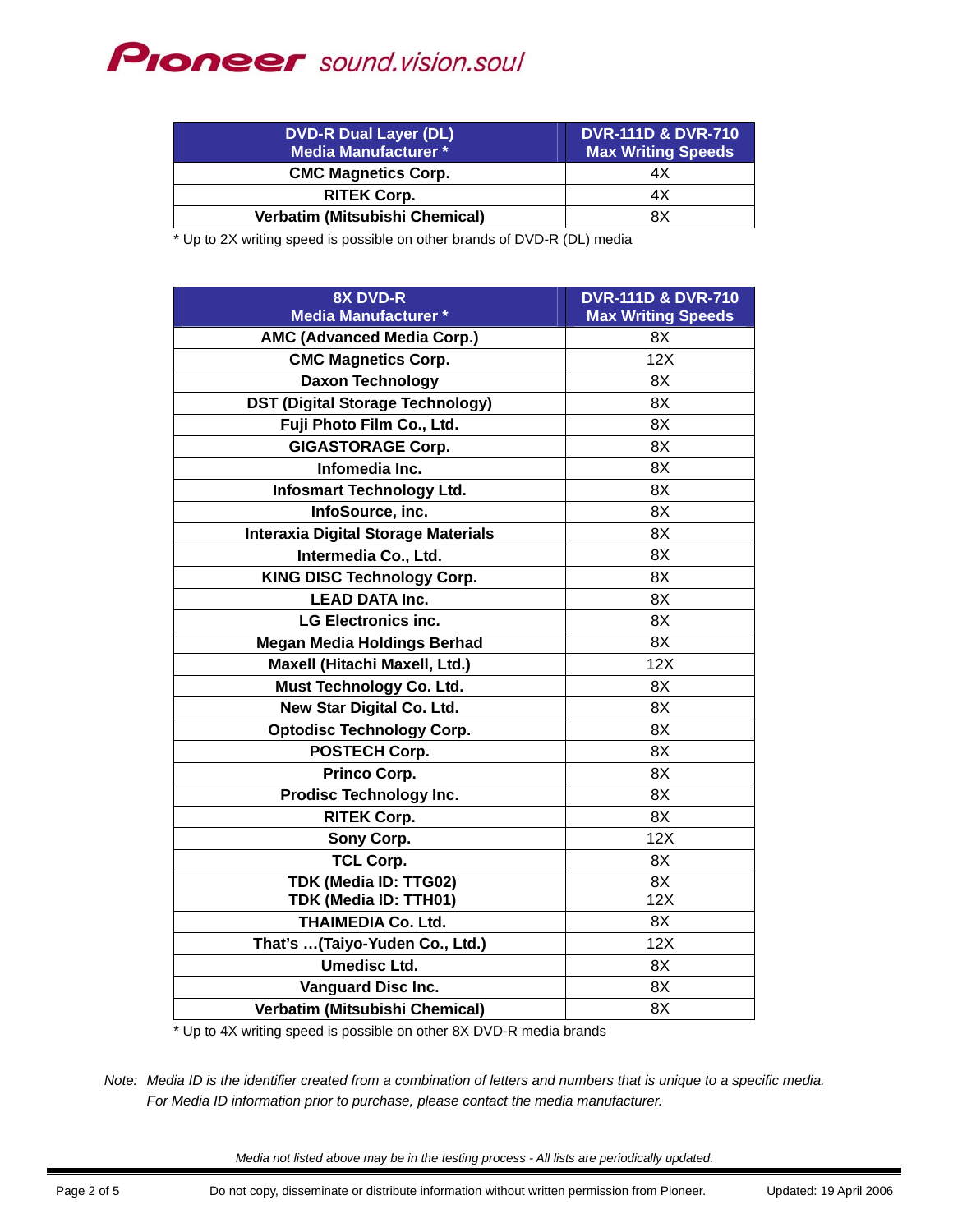| DVD-R Dual Layer (DL) Media Manufacturer * | DVR-111D & DVR-710 Max Writing Speeds |
|---|---|
| CMC Magnetics Corp. | 4X |
| RITEK Corp. | 4X |
| Verbatim (Mitsubishi Chemical) | 8X |

* Up to 2X writing speed is possible on other brands of DVD-R (DL) media

| 8X DVD-R Media Manufacturer * | DVR-111D & DVR-710 Max Writing Speeds |
|---|---|
| AMC (Advanced Media Corp.) | 8X |
| CMC Magnetics Corp. | 12X |
| Daxon Technology | 8X |
| DST (Digital Storage Technology) | 8X |
| Fuji Photo Film Co., Ltd. | 8X |
| GIGASTORAGE Corp. | 8X |
| Infomedia Inc. | 8X |
| Infosmart Technology Ltd. | 8X |
| InfoSource, inc. | 8X |
| Interaxia Digital Storage Materials | 8X |
| Intermedia Co., Ltd. | 8X |
| KING DISC Technology Corp. | 8X |
| LEAD DATA Inc. | 8X |
| LG Electronics inc. | 8X |
| Megan Media Holdings Berhad | 8X |
| Maxell (Hitachi Maxell, Ltd.) | 12X |
| Must Technology Co. Ltd. | 8X |
| New Star Digital Co. Ltd. | 8X |
| Optodisc Technology Corp. | 8X |
| POSTECH Corp. | 8X |
| Princo Corp. | 8X |
| Prodisc Technology Inc. | 8X |
| RITEK Corp. | 8X |
| Sony Corp. | 12X |
| TCL Corp. | 8X |
| TDK (Media ID: TTG02)<br>TDK (Media ID: TTH01) | 8X<br>12X |
| THAIMEDIA Co. Ltd. | 8X |
| That's …(Taiyo-Yuden Co., Ltd.) | 12X |
| Umedisc Ltd. | 8X |
| Vanguard Disc Inc. | 8X |
| Verbatim (Mitsubishi Chemical) | 8X |

* Up to 4X writing speed is possible on other 8X DVD-R media brands

*Note: Media ID is the identifier created from a combination of letters and numbers that is unique to a specific media. For Media ID information prior to purchase, please contact the media manufacturer.*

*Media not listed above may be in the testing process - All lists are periodically updated.*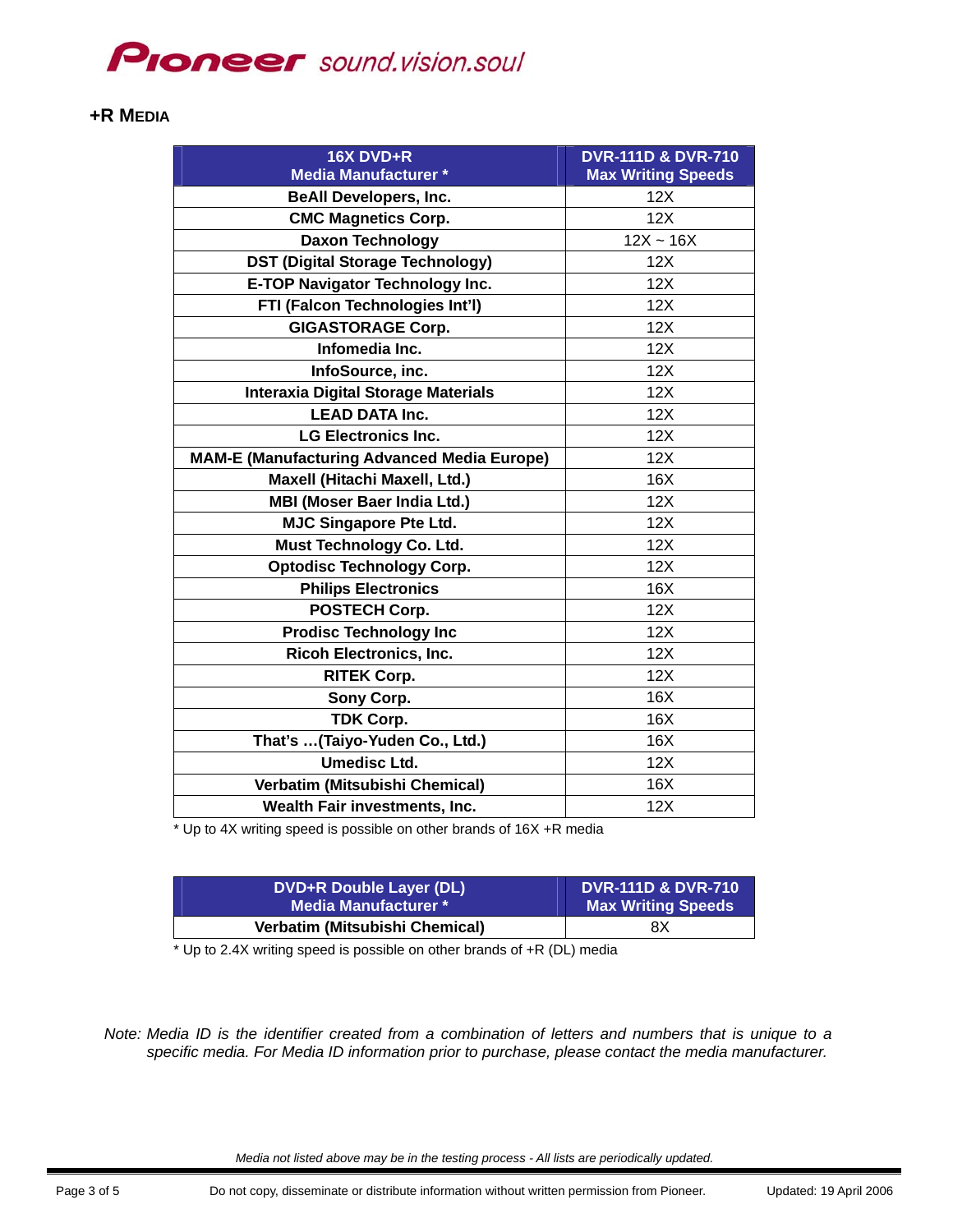## +R MEDIA

| 16X DVD+R Media Manufacturer * | DVR-111D & DVR-710 Max Writing Speeds |
|---|---|
| BeAll Developers, Inc. | 12X |
| CMC Magnetics Corp. | 12X |
| Daxon Technology | 12X ~ 16X |
| DST (Digital Storage Technology) | 12X |
| E-TOP Navigator Technology Inc. | 12X |
| FTI (Falcon Technologies Int'l) | 12X |
| GIGASTORAGE Corp. | 12X |
| Infomedia Inc. | 12X |
| InfoSource, inc. | 12X |
| Interaxia Digital Storage Materials | 12X |
| LEAD DATA Inc. | 12X |
| LG Electronics Inc. | 12X |
| MAM-E (Manufacturing Advanced Media Europe) | 12X |
| Maxell (Hitachi Maxell, Ltd.) | 16X |
| MBI (Moser Baer India Ltd.) | 12X |
| MJC Singapore Pte Ltd. | 12X |
| Must Technology Co. Ltd. | 12X |
| Optodisc Technology Corp. | 12X |
| Philips Electronics | 16X |
| POSTECH Corp. | 12X |
| Prodisc Technology Inc | 12X |
| Ricoh Electronics, Inc. | 12X |
| RITEK Corp. | 12X |
| Sony Corp. | 16X |
| TDK Corp. | 16X |
| That's …(Taiyo-Yuden Co., Ltd.) | 16X |
| Umedisc Ltd. | 12X |
| Verbatim (Mitsubishi Chemical) | 16X |
| Wealth Fair investments, Inc. | 12X |

* Up to 4X writing speed is possible on other brands of 16X +R media

| DVD+R Double Layer (DL) Media Manufacturer * | DVR-111D & DVR-710 Max Writing Speeds |
|---|---|
| Verbatim (Mitsubishi Chemical) | 8X |

* Up to 2.4X writing speed is possible on other brands of +R (DL) media

*Note: Media ID is the identifier created from a combination of letters and numbers that is unique to a specific media. For Media ID information prior to purchase, please contact the media manufacturer.*

*Media not listed above may be in the testing process - All lists are periodically updated.*

Do not copy, disseminate or distribute information without written permission from Pioneer.

Updated: 19 April 2006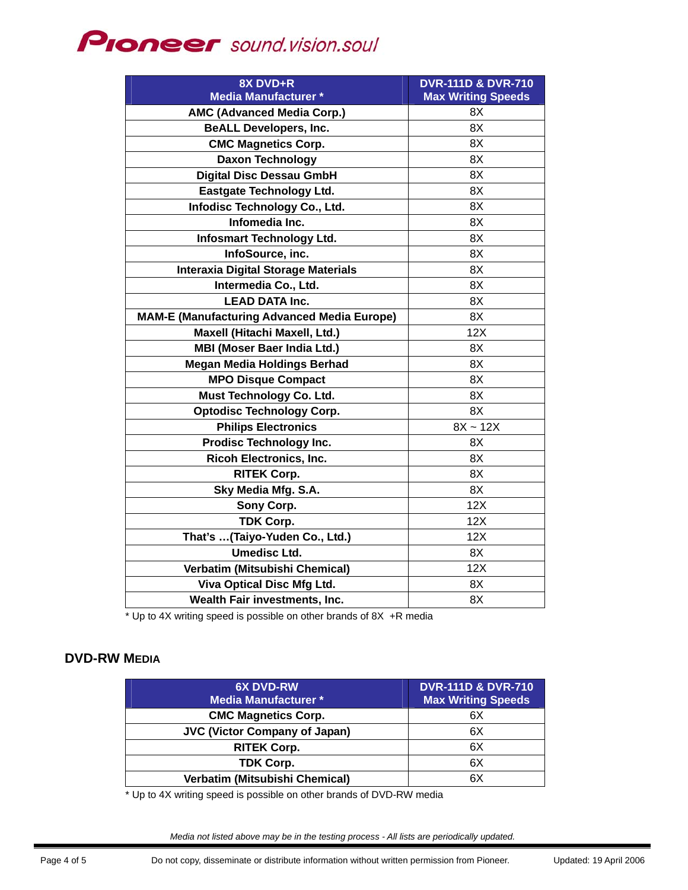| 8X DVD+R<br>Media Manufacturer * | DVR-111D & DVR-710<br>Max Writing Speeds |
|---|---|
| AMC (Advanced Media Corp.) | 8X |
| BeALL Developers, Inc. | 8X |
| CMC Magnetics Corp. | 8X |
| Daxon Technology | 8X |
| Digital Disc Dessau GmbH | 8X |
| Eastgate Technology Ltd. | 8X |
| Infodisc Technology Co., Ltd. | 8X |
| Infomedia Inc. | 8X |
| Infosmart Technology Ltd. | 8X |
| InfoSource, inc. | 8X |
| Interaxia Digital Storage Materials | 8X |
| Intermedia Co., Ltd. | 8X |
| LEAD DATA Inc. | 8X |
| MAM-E (Manufacturing Advanced Media Europe) | 8X |
| Maxell (Hitachi Maxell, Ltd.) | 12X |
| MBI (Moser Baer India Ltd.) | 8X |
| Megan Media Holdings Berhad | 8X |
| MPO Disque Compact | 8X |
| Must Technology Co. Ltd. | 8X |
| Optodisc Technology Corp. | 8X |
| Philips Electronics | 8X ~ 12X |
| Prodisc Technology Inc. | 8X |
| Ricoh Electronics, Inc. | 8X |
| RITEK Corp. | 8X |
| Sky Media Mfg. S.A. | 8X |
| Sony Corp. | 12X |
| TDK Corp. | 12X |
| That's …(Taiyo-Yuden Co., Ltd.) | 12X |
| Umedisc Ltd. | 8X |
| Verbatim (Mitsubishi Chemical) | 12X |
| Viva Optical Disc Mfg Ltd. | 8X |
| Wealth Fair investments, Inc. | 8X |

* Up to 4X writing speed is possible on other brands of 8X +R media

## DVD-RW MEDIA

| 6X DVD-RW<br>Media Manufacturer * | DVR-111D & DVR-710<br>Max Writing Speeds |
|---|---|
| CMC Magnetics Corp. | 6X |
| JVC (Victor Company of Japan) | 6X |
| RITEK Corp. | 6X |
| TDK Corp. | 6X |
| Verbatim (Mitsubishi Chemical) | 6X |

* Up to 4X writing speed is possible on other brands of DVD-RW media

*Media not listed above may be in the testing process - All lists are periodically updated.*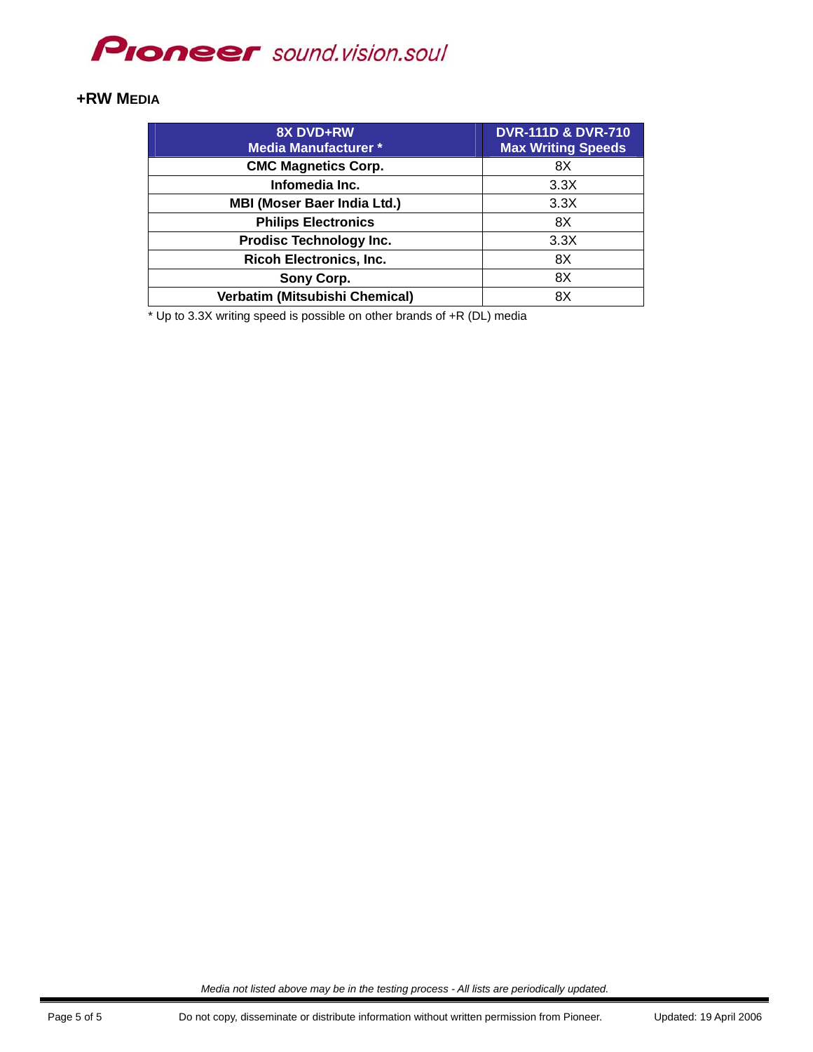## +RW MEDIA

| 8X DVD+RW<br>Media Manufacturer * | DVR-111D & DVR-710<br>Max Writing Speeds |
|---|---|
| **CMC Magnetics Corp.** | 8X |
| **Infomedia Inc.** | 3.3X |
| **MBI (Moser Baer India Ltd.)** | 3.3X |
| **Philips Electronics** | 8X |
| **Prodisc Technology Inc.** | 3.3X |
| **Ricoh Electronics, Inc.** | 8X |
| **Sony Corp.** | 8X |
| **Verbatim (Mitsubishi Chemical)** | 8X |

* Up to 3.3X writing speed is possible on other brands of +R (DL) media

*Media not listed above may be in the testing process - All lists are periodically updated.*

Do not copy, disseminate or distribute information without written permission from Pioneer.

Updated: 19 April 2006